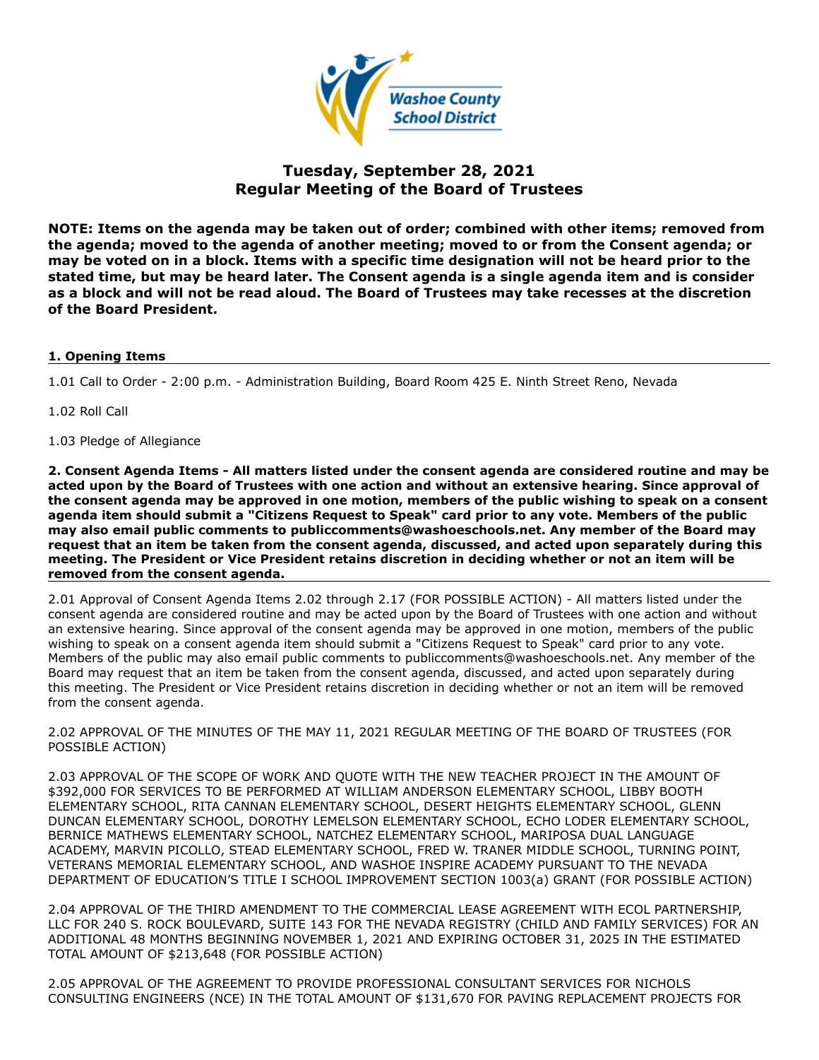# Tuesday, September 28, 2021
# Regular Meeting of the Board of Trustees

**NOTE: Items on the agenda may be taken out of order; combined with other items; removed from the agenda; moved to the agenda of another meeting; moved to or from the Consent agenda; or may be voted on in a block. Items with a specific time designation will not be heard prior to the stated time, but may be heard later. The Consent agenda is a single agenda item and is consider as a block and will not be read aloud. The Board of Trustees may take recesses at the discretion of the Board President.**

## 1. Opening Items

1.01 Call to Order - 2:00 p.m. - Administration Building, Board Room 425 E. Ninth Street Reno, Nevada

1.02 Roll Call

1.03 Pledge of Allegiance

## 2. Consent Agenda Items - All matters listed under the consent agenda are considered routine and may be acted upon by the Board of Trustees with one action and without an extensive hearing. Since approval of the consent agenda may be approved in one motion, members of the public wishing to speak on a consent agenda item should submit a "Citizens Request to Speak" card prior to any vote. Members of the public may also email public comments to publiccomments@washoeschools.net. Any member of the Board may request that an item be taken from the consent agenda, discussed, and acted upon separately during this meeting. The President or Vice President retains discretion in deciding whether or not an item will be removed from the consent agenda.

2.01 Approval of Consent Agenda Items 2.02 through 2.17 (FOR POSSIBLE ACTION) - All matters listed under the consent agenda are considered routine and may be acted upon by the Board of Trustees with one action and without an extensive hearing. Since approval of the consent agenda may be approved in one motion, members of the public wishing to speak on a consent agenda item should submit a "Citizens Request to Speak" card prior to any vote. Members of the public may also email public comments to publiccomments@washoeschools.net. Any member of the Board may request that an item be taken from the consent agenda, discussed, and acted upon separately during this meeting. The President or Vice President retains discretion in deciding whether or not an item will be removed from the consent agenda.

2.02 APPROVAL OF THE MINUTES OF THE MAY 11, 2021 REGULAR MEETING OF THE BOARD OF TRUSTEES (FOR POSSIBLE ACTION)

2.03 APPROVAL OF THE SCOPE OF WORK AND QUOTE WITH THE NEW TEACHER PROJECT IN THE AMOUNT OF $392,000 FOR SERVICES TO BE PERFORMED AT WILLIAM ANDERSON ELEMENTARY SCHOOL, LIBBY BOOTH ELEMENTARY SCHOOL, RITA CANNAN ELEMENTARY SCHOOL, DESERT HEIGHTS ELEMENTARY SCHOOL, GLENN DUNCAN ELEMENTARY SCHOOL, DOROTHY LEMELSON ELEMENTARY SCHOOL, ECHO LODER ELEMENTARY SCHOOL, BERNICE MATHEWS ELEMENTARY SCHOOL, NATCHEZ ELEMENTARY SCHOOL, MARIPOSA DUAL LANGUAGE ACADEMY, MARVIN PICOLLO, STEAD ELEMENTARY SCHOOL, FRED W. TRANER MIDDLE SCHOOL, TURNING POINT, VETERANS MEMORIAL ELEMENTARY SCHOOL, AND WASHOE INSPIRE ACADEMY PURSUANT TO THE NEVADA DEPARTMENT OF EDUCATION'S TITLE I SCHOOL IMPROVEMENT SECTION 1003(a) GRANT (FOR POSSIBLE ACTION)

2.04 APPROVAL OF THE THIRD AMENDMENT TO THE COMMERCIAL LEASE AGREEMENT WITH ECOL PARTNERSHIP, LLC FOR 240 S. ROCK BOULEVARD, SUITE 143 FOR THE NEVADA REGISTRY (CHILD AND FAMILY SERVICES) FOR AN ADDITIONAL 48 MONTHS BEGINNING NOVEMBER 1, 2021 AND EXPIRING OCTOBER 31, 2025 IN THE ESTIMATED TOTAL AMOUNT OF $213,648 (FOR POSSIBLE ACTION)

2.05 APPROVAL OF THE AGREEMENT TO PROVIDE PROFESSIONAL CONSULTANT SERVICES FOR NICHOLS CONSULTING ENGINEERS (NCE) IN THE TOTAL AMOUNT OF $131,670 FOR PAVING REPLACEMENT PROJECTS FOR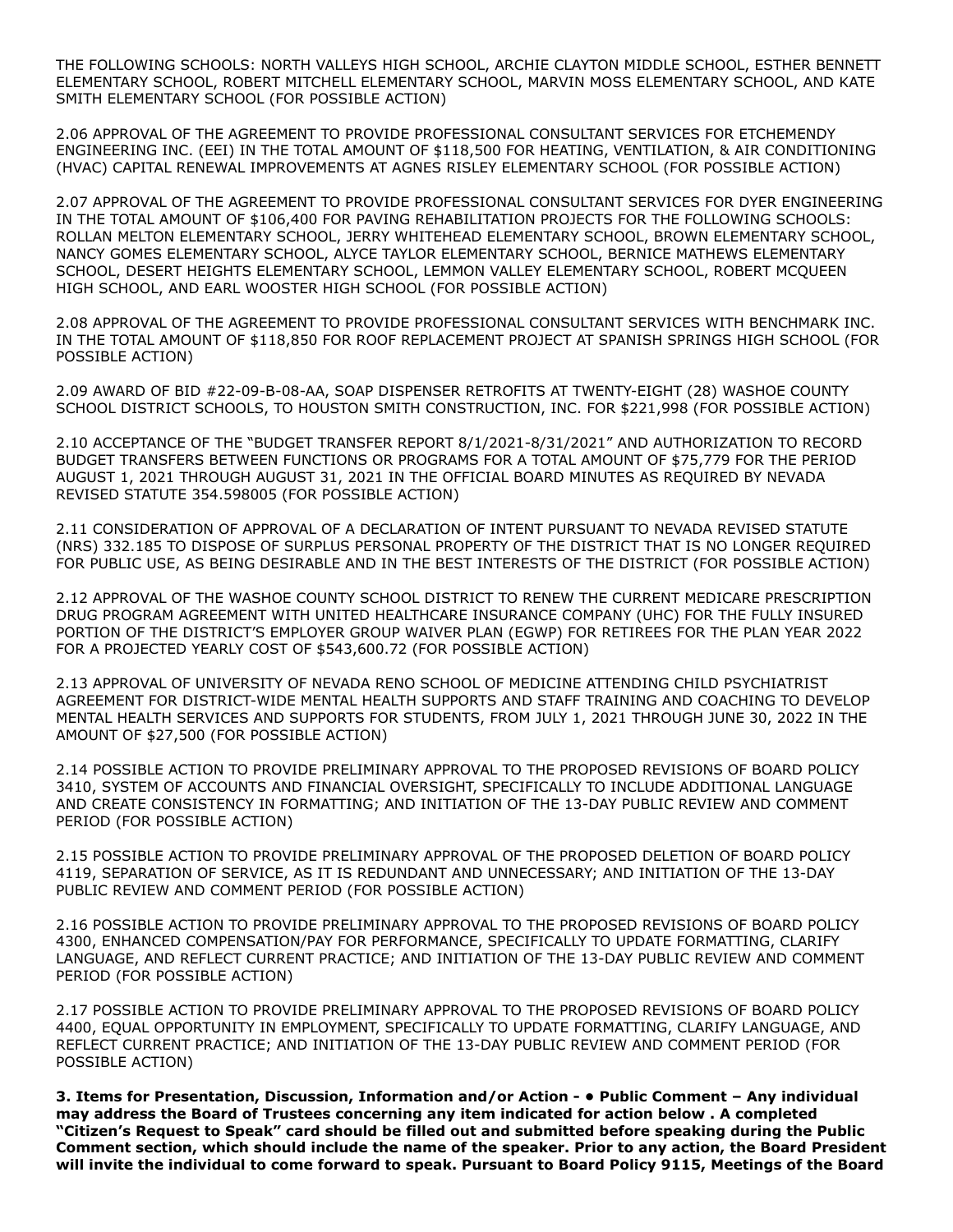THE FOLLOWING SCHOOLS: NORTH VALLEYS HIGH SCHOOL, ARCHIE CLAYTON MIDDLE SCHOOL, ESTHER BENNETT ELEMENTARY SCHOOL, ROBERT MITCHELL ELEMENTARY SCHOOL, MARVIN MOSS ELEMENTARY SCHOOL, AND KATE SMITH ELEMENTARY SCHOOL (FOR POSSIBLE ACTION)

2.06 APPROVAL OF THE AGREEMENT TO PROVIDE PROFESSIONAL CONSULTANT SERVICES FOR ETCHEMENDY ENGINEERING INC. (EEI) IN THE TOTAL AMOUNT OF $118,500 FOR HEATING, VENTILATION, & AIR CONDITIONING (HVAC) CAPITAL RENEWAL IMPROVEMENTS AT AGNES RISLEY ELEMENTARY SCHOOL (FOR POSSIBLE ACTION)

2.07 APPROVAL OF THE AGREEMENT TO PROVIDE PROFESSIONAL CONSULTANT SERVICES FOR DYER ENGINEERING IN THE TOTAL AMOUNT OF $106,400 FOR PAVING REHABILITATION PROJECTS FOR THE FOLLOWING SCHOOLS: ROLLAN MELTON ELEMENTARY SCHOOL, JERRY WHITEHEAD ELEMENTARY SCHOOL, BROWN ELEMENTARY SCHOOL, NANCY GOMES ELEMENTARY SCHOOL, ALYCE TAYLOR ELEMENTARY SCHOOL, BERNICE MATHEWS ELEMENTARY SCHOOL, DESERT HEIGHTS ELEMENTARY SCHOOL, LEMMON VALLEY ELEMENTARY SCHOOL, ROBERT MCQUEEN HIGH SCHOOL, AND EARL WOOSTER HIGH SCHOOL (FOR POSSIBLE ACTION)

2.08 APPROVAL OF THE AGREEMENT TO PROVIDE PROFESSIONAL CONSULTANT SERVICES WITH BENCHMARK INC. IN THE TOTAL AMOUNT OF $118,850 FOR ROOF REPLACEMENT PROJECT AT SPANISH SPRINGS HIGH SCHOOL (FOR POSSIBLE ACTION)

2.09 AWARD OF BID #22-09-B-08-AA, SOAP DISPENSER RETROFITS AT TWENTY-EIGHT (28) WASHOE COUNTY SCHOOL DISTRICT SCHOOLS, TO HOUSTON SMITH CONSTRUCTION, INC. FOR $221,998 (FOR POSSIBLE ACTION)

2.10 ACCEPTANCE OF THE "BUDGET TRANSFER REPORT 8/1/2021-8/31/2021" AND AUTHORIZATION TO RECORD BUDGET TRANSFERS BETWEEN FUNCTIONS OR PROGRAMS FOR A TOTAL AMOUNT OF $75,779 FOR THE PERIOD AUGUST 1, 2021 THROUGH AUGUST 31, 2021 IN THE OFFICIAL BOARD MINUTES AS REQUIRED BY NEVADA REVISED STATUTE 354.598005 (FOR POSSIBLE ACTION)

2.11 CONSIDERATION OF APPROVAL OF A DECLARATION OF INTENT PURSUANT TO NEVADA REVISED STATUTE (NRS) 332.185 TO DISPOSE OF SURPLUS PERSONAL PROPERTY OF THE DISTRICT THAT IS NO LONGER REQUIRED FOR PUBLIC USE, AS BEING DESIRABLE AND IN THE BEST INTERESTS OF THE DISTRICT (FOR POSSIBLE ACTION)

2.12 APPROVAL OF THE WASHOE COUNTY SCHOOL DISTRICT TO RENEW THE CURRENT MEDICARE PRESCRIPTION DRUG PROGRAM AGREEMENT WITH UNITED HEALTHCARE INSURANCE COMPANY (UHC) FOR THE FULLY INSURED PORTION OF THE DISTRICT'S EMPLOYER GROUP WAIVER PLAN (EGWP) FOR RETIREES FOR THE PLAN YEAR 2022 FOR A PROJECTED YEARLY COST OF $543,600.72 (FOR POSSIBLE ACTION)

2.13 APPROVAL OF UNIVERSITY OF NEVADA RENO SCHOOL OF MEDICINE ATTENDING CHILD PSYCHIATRIST AGREEMENT FOR DISTRICT-WIDE MENTAL HEALTH SUPPORTS AND STAFF TRAINING AND COACHING TO DEVELOP MENTAL HEALTH SERVICES AND SUPPORTS FOR STUDENTS, FROM JULY 1, 2021 THROUGH JUNE 30, 2022 IN THE AMOUNT OF $27,500 (FOR POSSIBLE ACTION)

2.14 POSSIBLE ACTION TO PROVIDE PRELIMINARY APPROVAL TO THE PROPOSED REVISIONS OF BOARD POLICY 3410, SYSTEM OF ACCOUNTS AND FINANCIAL OVERSIGHT, SPECIFICALLY TO INCLUDE ADDITIONAL LANGUAGE AND CREATE CONSISTENCY IN FORMATTING; AND INITIATION OF THE 13-DAY PUBLIC REVIEW AND COMMENT PERIOD (FOR POSSIBLE ACTION)

2.15 POSSIBLE ACTION TO PROVIDE PRELIMINARY APPROVAL OF THE PROPOSED DELETION OF BOARD POLICY 4119, SEPARATION OF SERVICE, AS IT IS REDUNDANT AND UNNECESSARY; AND INITIATION OF THE 13-DAY PUBLIC REVIEW AND COMMENT PERIOD (FOR POSSIBLE ACTION)

2.16 POSSIBLE ACTION TO PROVIDE PRELIMINARY APPROVAL TO THE PROPOSED REVISIONS OF BOARD POLICY 4300, ENHANCED COMPENSATION/PAY FOR PERFORMANCE, SPECIFICALLY TO UPDATE FORMATTING, CLARIFY LANGUAGE, AND REFLECT CURRENT PRACTICE; AND INITIATION OF THE 13-DAY PUBLIC REVIEW AND COMMENT PERIOD (FOR POSSIBLE ACTION)

2.17 POSSIBLE ACTION TO PROVIDE PRELIMINARY APPROVAL TO THE PROPOSED REVISIONS OF BOARD POLICY 4400, EQUAL OPPORTUNITY IN EMPLOYMENT, SPECIFICALLY TO UPDATE FORMATTING, CLARIFY LANGUAGE, AND REFLECT CURRENT PRACTICE; AND INITIATION OF THE 13-DAY PUBLIC REVIEW AND COMMENT PERIOD (FOR POSSIBLE ACTION)

**3. Items for Presentation, Discussion, Information and/or Action - • Public Comment – Any individual may address the Board of Trustees concerning any item indicated for action below . A completed "Citizen's Request to Speak" card should be filled out and submitted before speaking during the Public Comment section, which should include the name of the speaker. Prior to any action, the Board President will invite the individual to come forward to speak. Pursuant to Board Policy 9115, Meetings of the Board**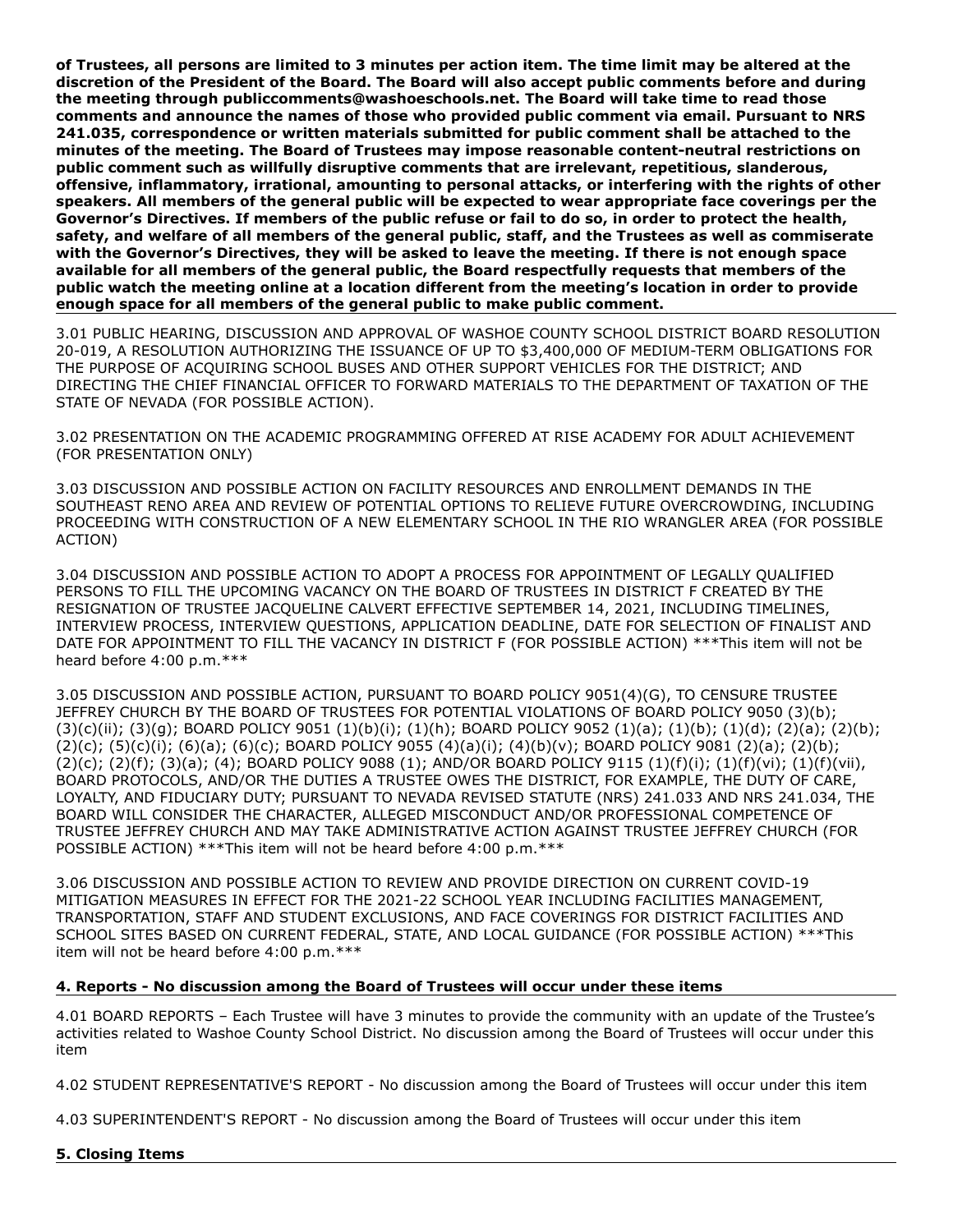**of Trustees, all persons are limited to 3 minutes per action item. The time limit may be altered at the discretion of the President of the Board. The Board will also accept public comments before and during the meeting through publiccomments@washoeschools.net. The Board will take time to read those comments and announce the names of those who provided public comment via email. Pursuant to NRS 241.035, correspondence or written materials submitted for public comment shall be attached to the minutes of the meeting. The Board of Trustees may impose reasonable content-neutral restrictions on public comment such as willfully disruptive comments that are irrelevant, repetitious, slanderous, offensive, inflammatory, irrational, amounting to personal attacks, or interfering with the rights of other speakers. All members of the general public will be expected to wear appropriate face coverings per the Governor's Directives. If members of the public refuse or fail to do so, in order to protect the health, safety, and welfare of all members of the general public, staff, and the Trustees as well as commiserate with the Governor's Directives, they will be asked to leave the meeting. If there is not enough space available for all members of the general public, the Board respectfully requests that members of the public watch the meeting online at a location different from the meeting's location in order to provide enough space for all members of the general public to make public comment.**

3.01 PUBLIC HEARING, DISCUSSION AND APPROVAL OF WASHOE COUNTY SCHOOL DISTRICT BOARD RESOLUTION 20-019, A RESOLUTION AUTHORIZING THE ISSUANCE OF UP TO $3,400,000 OF MEDIUM-TERM OBLIGATIONS FOR THE PURPOSE OF ACQUIRING SCHOOL BUSES AND OTHER SUPPORT VEHICLES FOR THE DISTRICT; AND DIRECTING THE CHIEF FINANCIAL OFFICER TO FORWARD MATERIALS TO THE DEPARTMENT OF TAXATION OF THE STATE OF NEVADA (FOR POSSIBLE ACTION).

3.02 PRESENTATION ON THE ACADEMIC PROGRAMMING OFFERED AT RISE ACADEMY FOR ADULT ACHIEVEMENT (FOR PRESENTATION ONLY)

3.03 DISCUSSION AND POSSIBLE ACTION ON FACILITY RESOURCES AND ENROLLMENT DEMANDS IN THE SOUTHEAST RENO AREA AND REVIEW OF POTENTIAL OPTIONS TO RELIEVE FUTURE OVERCROWDING, INCLUDING PROCEEDING WITH CONSTRUCTION OF A NEW ELEMENTARY SCHOOL IN THE RIO WRANGLER AREA (FOR POSSIBLE ACTION)

3.04 DISCUSSION AND POSSIBLE ACTION TO ADOPT A PROCESS FOR APPOINTMENT OF LEGALLY QUALIFIED PERSONS TO FILL THE UPCOMING VACANCY ON THE BOARD OF TRUSTEES IN DISTRICT F CREATED BY THE RESIGNATION OF TRUSTEE JACQUELINE CALVERT EFFECTIVE SEPTEMBER 14, 2021, INCLUDING TIMELINES, INTERVIEW PROCESS, INTERVIEW QUESTIONS, APPLICATION DEADLINE, DATE FOR SELECTION OF FINALIST AND DATE FOR APPOINTMENT TO FILL THE VACANCY IN DISTRICT F (FOR POSSIBLE ACTION) ***This item will not be heard before 4:00 p.m.***

3.05 DISCUSSION AND POSSIBLE ACTION, PURSUANT TO BOARD POLICY 9051(4)(G), TO CENSURE TRUSTEE JEFFREY CHURCH BY THE BOARD OF TRUSTEES FOR POTENTIAL VIOLATIONS OF BOARD POLICY 9050 (3)(b); (3)(c)(ii); (3)(g); BOARD POLICY 9051 (1)(b)(i); (1)(h); BOARD POLICY 9052 (1)(a); (1)(b); (1)(d); (2)(a); (2)(b); (2)(c); (5)(c)(i); (6)(a); (6)(c); BOARD POLICY 9055 (4)(a)(i); (4)(b)(v); BOARD POLICY 9081 (2)(a); (2)(b); (2)(c); (2)(f); (3)(a); (4); BOARD POLICY 9088 (1); AND/OR BOARD POLICY 9115 (1)(f)(i); (1)(f)(vi); (1)(f)(vii), BOARD PROTOCOLS, AND/OR THE DUTIES A TRUSTEE OWES THE DISTRICT, FOR EXAMPLE, THE DUTY OF CARE, LOYALTY, AND FIDUCIARY DUTY; PURSUANT TO NEVADA REVISED STATUTE (NRS) 241.033 AND NRS 241.034, THE BOARD WILL CONSIDER THE CHARACTER, ALLEGED MISCONDUCT AND/OR PROFESSIONAL COMPETENCE OF TRUSTEE JEFFREY CHURCH AND MAY TAKE ADMINISTRATIVE ACTION AGAINST TRUSTEE JEFFREY CHURCH (FOR POSSIBLE ACTION) ***This item will not be heard before 4:00 p.m.***

3.06 DISCUSSION AND POSSIBLE ACTION TO REVIEW AND PROVIDE DIRECTION ON CURRENT COVID-19 MITIGATION MEASURES IN EFFECT FOR THE 2021-22 SCHOOL YEAR INCLUDING FACILITIES MANAGEMENT, TRANSPORTATION, STAFF AND STUDENT EXCLUSIONS, AND FACE COVERINGS FOR DISTRICT FACILITIES AND SCHOOL SITES BASED ON CURRENT FEDERAL, STATE, AND LOCAL GUIDANCE (FOR POSSIBLE ACTION) ***This item will not be heard before 4:00 p.m.***

## 4. Reports - No discussion among the Board of Trustees will occur under these items

4.01 BOARD REPORTS – Each Trustee will have 3 minutes to provide the community with an update of the Trustee's activities related to Washoe County School District. No discussion among the Board of Trustees will occur under this item

4.02 STUDENT REPRESENTATIVE'S REPORT - No discussion among the Board of Trustees will occur under this item

4.03 SUPERINTENDENT'S REPORT - No discussion among the Board of Trustees will occur under this item

## 5. Closing Items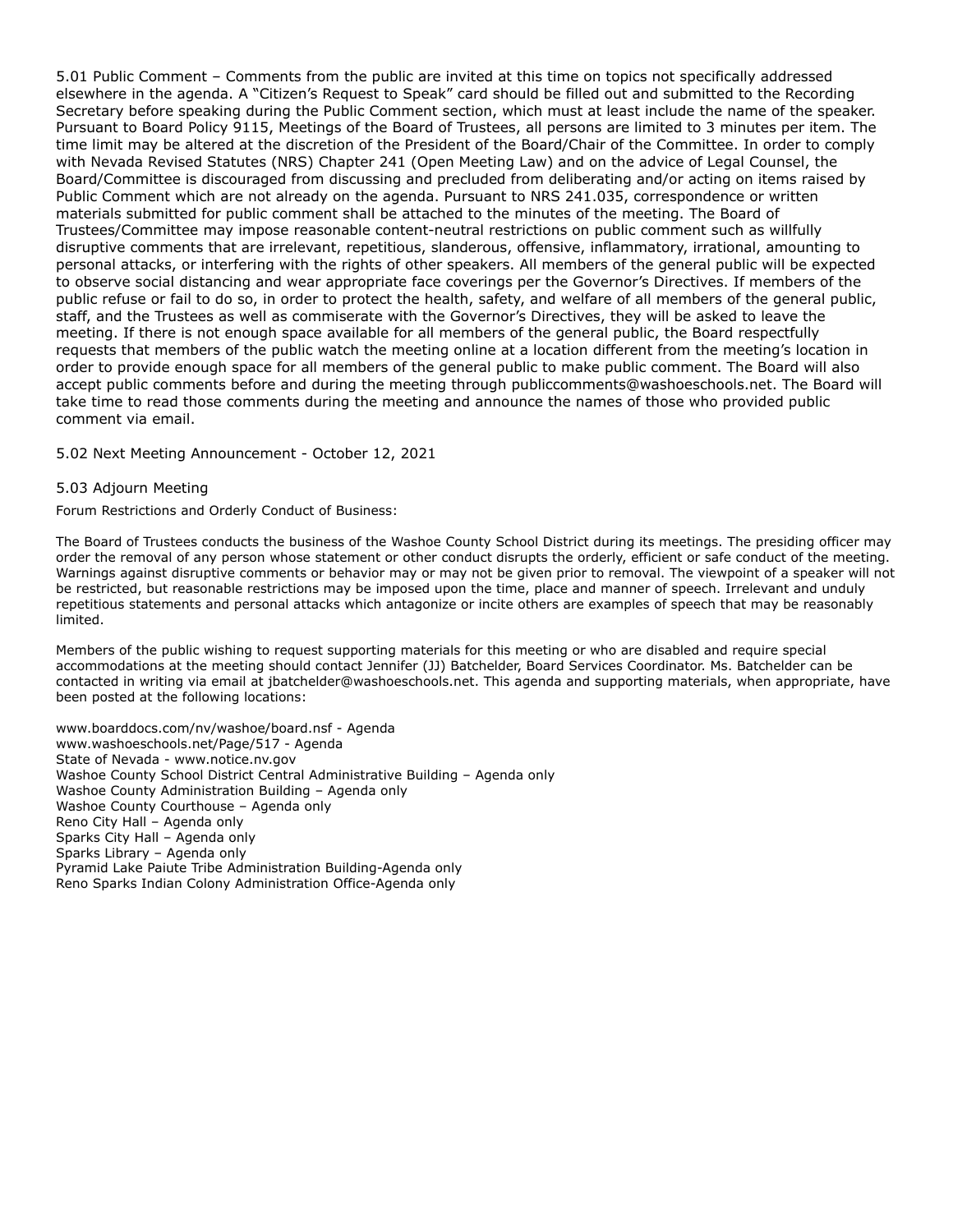5.01 Public Comment – Comments from the public are invited at this time on topics not specifically addressed elsewhere in the agenda. A "Citizen's Request to Speak" card should be filled out and submitted to the Recording Secretary before speaking during the Public Comment section, which must at least include the name of the speaker. Pursuant to Board Policy 9115, Meetings of the Board of Trustees, all persons are limited to 3 minutes per item. The time limit may be altered at the discretion of the President of the Board/Chair of the Committee. In order to comply with Nevada Revised Statutes (NRS) Chapter 241 (Open Meeting Law) and on the advice of Legal Counsel, the Board/Committee is discouraged from discussing and precluded from deliberating and/or acting on items raised by Public Comment which are not already on the agenda. Pursuant to NRS 241.035, correspondence or written materials submitted for public comment shall be attached to the minutes of the meeting. The Board of Trustees/Committee may impose reasonable content-neutral restrictions on public comment such as willfully disruptive comments that are irrelevant, repetitious, slanderous, offensive, inflammatory, irrational, amounting to personal attacks, or interfering with the rights of other speakers. All members of the general public will be expected to observe social distancing and wear appropriate face coverings per the Governor's Directives. If members of the public refuse or fail to do so, in order to protect the health, safety, and welfare of all members of the general public, staff, and the Trustees as well as commiserate with the Governor's Directives, they will be asked to leave the meeting. If there is not enough space available for all members of the general public, the Board respectfully requests that members of the public watch the meeting online at a location different from the meeting's location in order to provide enough space for all members of the general public to make public comment. The Board will also accept public comments before and during the meeting through publiccomments@washoeschools.net. The Board will take time to read those comments during the meeting and announce the names of those who provided public comment via email.

5.02 Next Meeting Announcement - October 12, 2021

5.03 Adjourn Meeting

Forum Restrictions and Orderly Conduct of Business:

The Board of Trustees conducts the business of the Washoe County School District during its meetings. The presiding officer may order the removal of any person whose statement or other conduct disrupts the orderly, efficient or safe conduct of the meeting. Warnings against disruptive comments or behavior may or may not be given prior to removal. The viewpoint of a speaker will not be restricted, but reasonable restrictions may be imposed upon the time, place and manner of speech. Irrelevant and unduly repetitious statements and personal attacks which antagonize or incite others are examples of speech that may be reasonably limited.

Members of the public wishing to request supporting materials for this meeting or who are disabled and require special accommodations at the meeting should contact Jennifer (JJ) Batchelder, Board Services Coordinator. Ms. Batchelder can be contacted in writing via email at jbatchelder@washoeschools.net. This agenda and supporting materials, when appropriate, have been posted at the following locations:

www.boarddocs.com/nv/washoe/board.nsf - Agenda
www.washoeschools.net/Page/517 - Agenda
State of Nevada - www.notice.nv.gov
Washoe County School District Central Administrative Building – Agenda only
Washoe County Administration Building – Agenda only
Washoe County Courthouse – Agenda only
Reno City Hall – Agenda only
Sparks City Hall – Agenda only
Sparks Library – Agenda only
Pyramid Lake Paiute Tribe Administration Building-Agenda only
Reno Sparks Indian Colony Administration Office-Agenda only